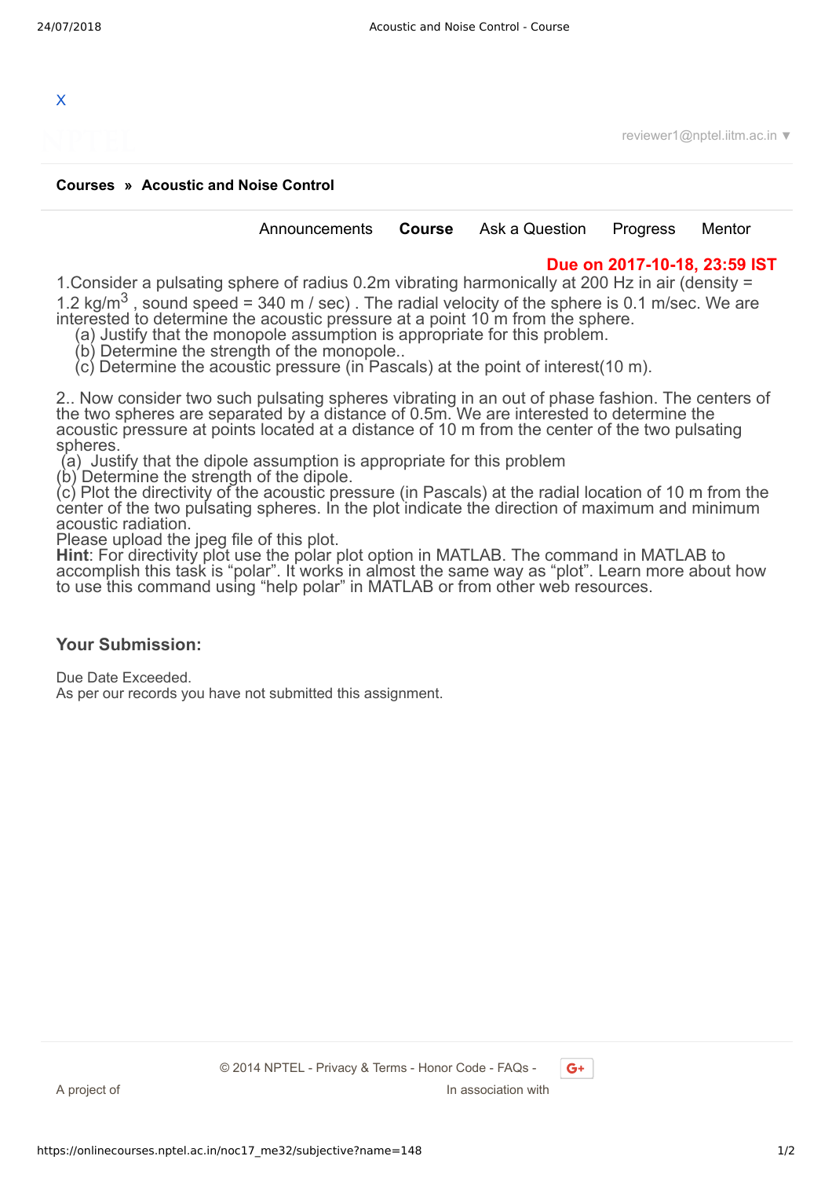X

reviewer1@nptel.iitm.ac.in ▼

**Courses » Acoustic and Noise Control**

Announcements **Course** Ask a Question Progress Mentor

**Due on 2017-10-18, 23:59 IST**

1.Consider a pulsating sphere of radius 0.2m vibrating harmonically at 200 Hz in air (density = 1.2 kg/$m^3$ , sound speed = 340 m / sec) . The radial velocity of the sphere is 0.1 m/sec. We are interested to determine the acoustic pressure at a point 10 m from the sphere.

(a) Justify that the monopole assumption is appropriate for this problem.
(b) Determine the strength of the monopole..
(c) Determine the acoustic pressure (in Pascals) at the point of interest(10 m).

2.. Now consider two such pulsating spheres vibrating in an out of phase fashion. The centers of the two spheres are separated by a distance of 0.5m. We are interested to determine the acoustic pressure at points located at a distance of 10 m from the center of the two pulsating spheres.

(a) Justify that the dipole assumption is appropriate for this problem
(b) Determine the strength of the dipole.
(c) Plot the directivity of the acoustic pressure (in Pascals) at the radial location of 10 m from the center of the two pulsating spheres. In the plot indicate the direction of maximum and minimum acoustic radiation.

Please upload the jpeg file of this plot.

**Hint**: For directivity plot use the polar plot option in MATLAB. The command in MATLAB to accomplish this task is “polar”. It works in almost the same way as “plot”. Learn more about how to use this command using “help polar” in MATLAB or from other web resources.

### Your Submission:

Due Date Exceeded.
As per our records you have not submitted this assignment.

© 2014 NPTEL - Privacy & Terms - Honor Code - FAQs -

A project of

In association with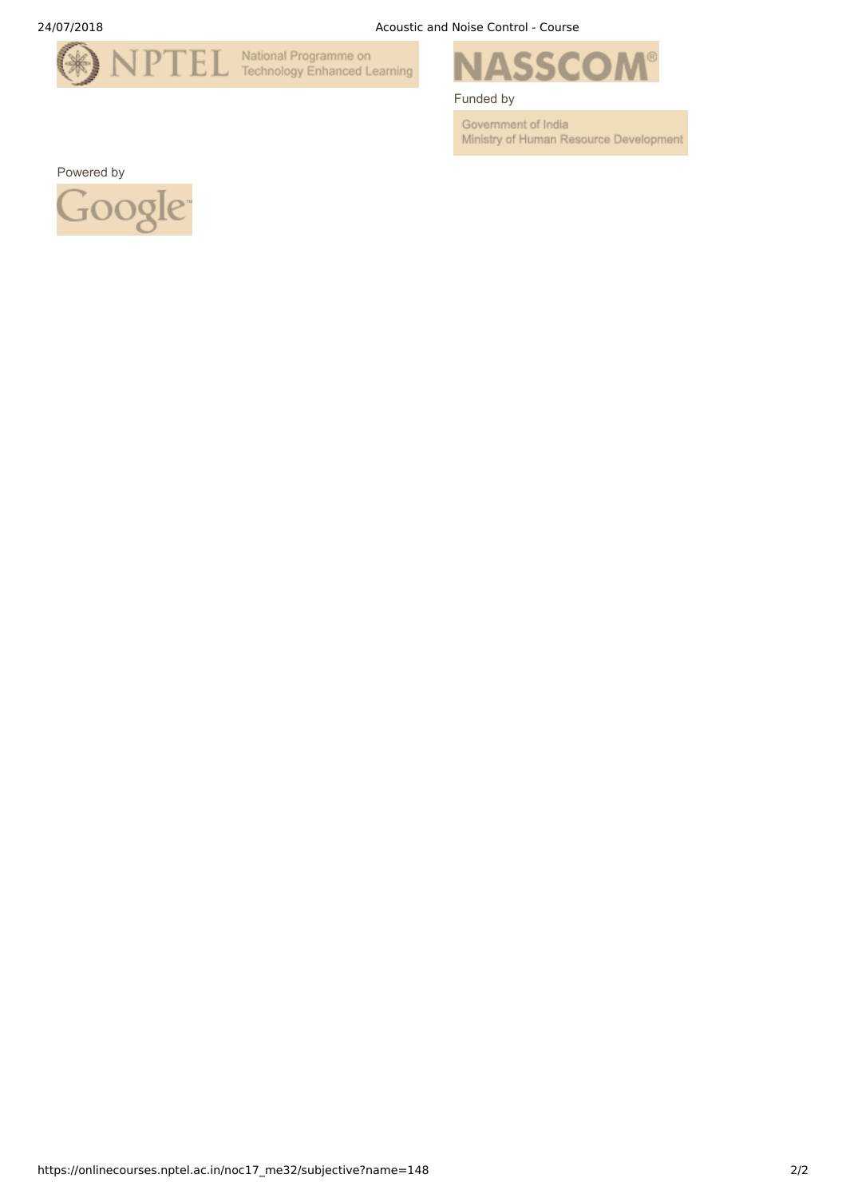NPTEL National Programme on Technology Enhanced Learning

NASSCOM®

Funded by

Government of India
Ministry of Human Resource Development

Powered by

Google